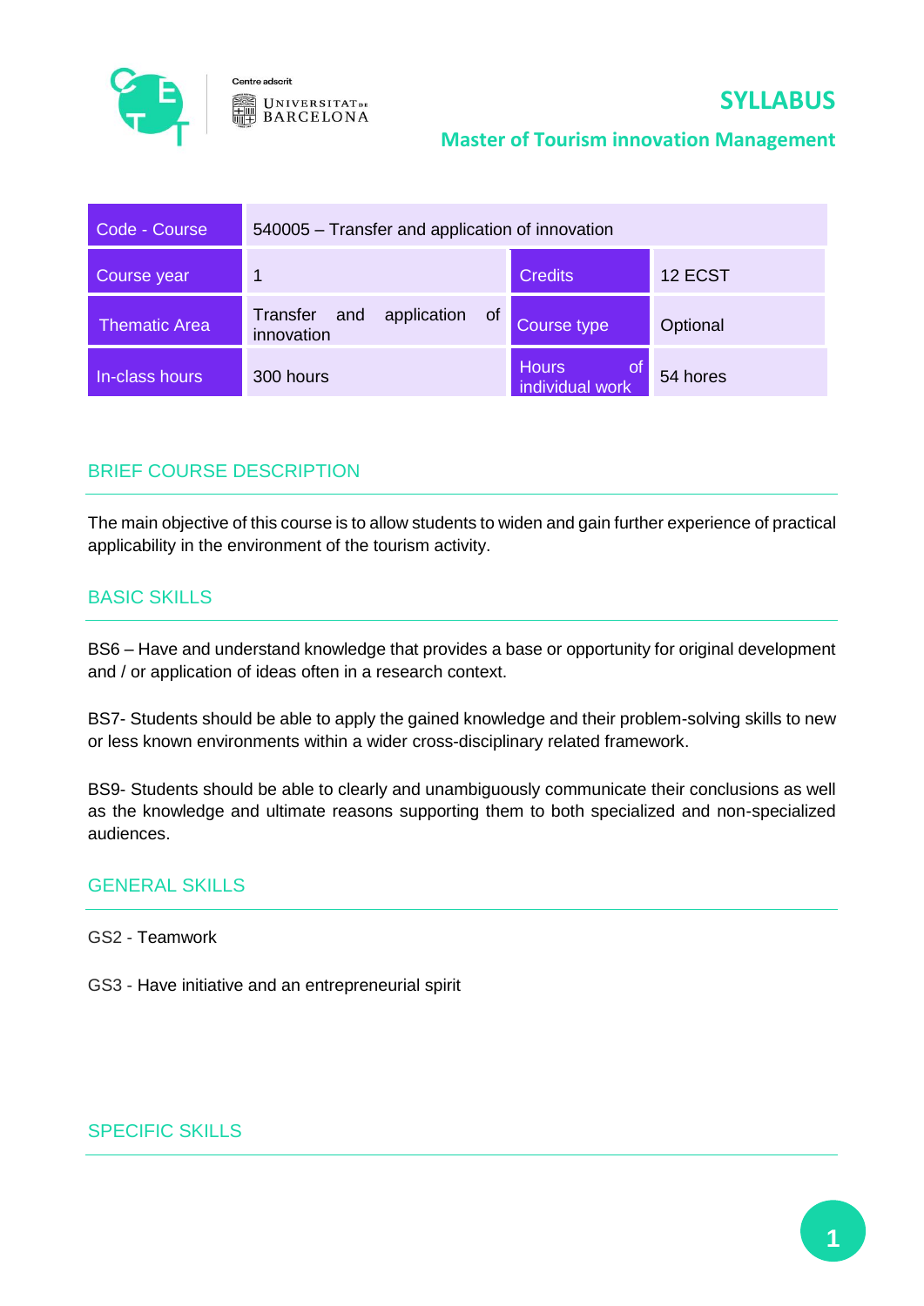Centre adscrit

UNIVERSITAT DE BARCELONA

# SYLLABUS

## Master of Tourism innovation Management

| Code - Course | 540005 – Transfer and application of innovation | | |
|---|---|---|---|
| Course year | 1 | Credits | 12 ECST |
| Thematic Area | Transfer and application of innovation | Course type | Optional |
| In-class hours | 300 hours | Hours of individual work | 54 hores |

## BRIEF COURSE DESCRIPTION

The main objective of this course is to allow students to widen and gain further experience of practical applicability in the environment of the tourism activity.

## BASIC SKILLS

BS6 – Have and understand knowledge that provides a base or opportunity for original development and / or application of ideas often in a research context.

BS7- Students should be able to apply the gained knowledge and their problem-solving skills to new or less known environments within a wider cross-disciplinary related framework.

BS9- Students should be able to clearly and unambiguously communicate their conclusions as well as the knowledge and ultimate reasons supporting them to both specialized and non-specialized audiences.

## GENERAL SKILLS

GS2 - Teamwork

GS3 - Have initiative and an entrepreneurial spirit

## SPECIFIC SKILLS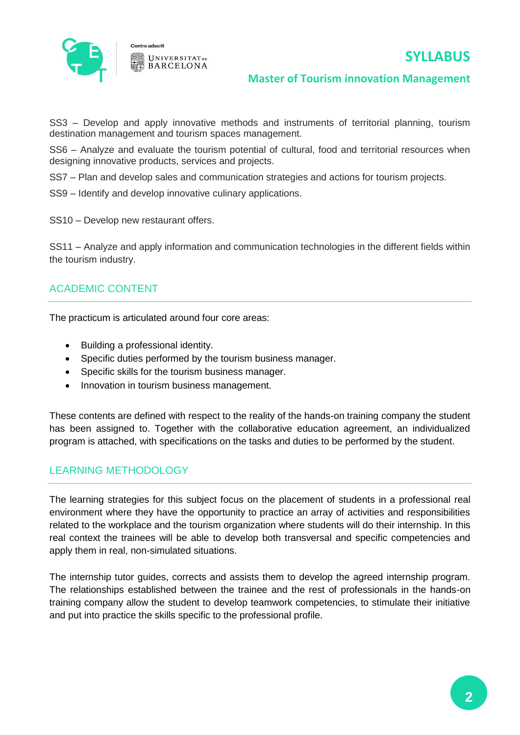SS3 – Develop and apply innovative methods and instruments of territorial planning, tourism destination management and tourism spaces management.

SS6 – Analyze and evaluate the tourism potential of cultural, food and territorial resources when designing innovative products, services and projects.

SS7 – Plan and develop sales and communication strategies and actions for tourism projects.

SS9 – Identify and develop innovative culinary applications.

SS10 – Develop new restaurant offers.

SS11 – Analyze and apply information and communication technologies in the different fields within the tourism industry.

## ACADEMIC CONTENT

The practicum is articulated around four core areas:

- Building a professional identity.
- Specific duties performed by the tourism business manager.
- Specific skills for the tourism business manager.
- Innovation in tourism business management.

These contents are defined with respect to the reality of the hands-on training company the student has been assigned to. Together with the collaborative education agreement, an individualized program is attached, with specifications on the tasks and duties to be performed by the student.

## LEARNING METHODOLOGY

The learning strategies for this subject focus on the placement of students in a professional real environment where they have the opportunity to practice an array of activities and responsibilities related to the workplace and the tourism organization where students will do their internship. In this real context the trainees will be able to develop both transversal and specific competencies and apply them in real, non-simulated situations.

The internship tutor guides, corrects and assists them to develop the agreed internship program. The relationships established between the trainee and the rest of professionals in the hands-on training company allow the student to develop teamwork competencies, to stimulate their initiative and put into practice the skills specific to the professional profile.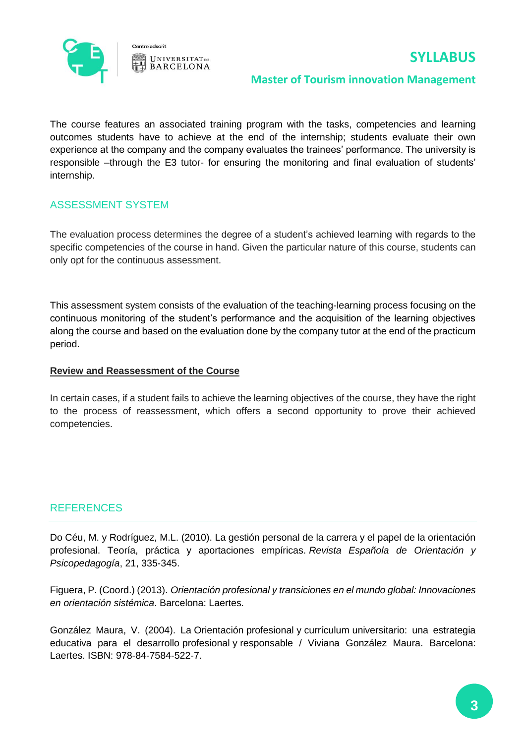The course features an associated training program with the tasks, competencies and learning outcomes students have to achieve at the end of the internship; students evaluate their own experience at the company and the company evaluates the trainees' performance. The university is responsible –through the E3 tutor- for ensuring the monitoring and final evaluation of students' internship.

## ASSESSMENT SYSTEM

The evaluation process determines the degree of a student's achieved learning with regards to the specific competencies of the course in hand. Given the particular nature of this course, students can only opt for the continuous assessment.

This assessment system consists of the evaluation of the teaching-learning process focusing on the continuous monitoring of the student's performance and the acquisition of the learning objectives along the course and based on the evaluation done by the company tutor at the end of the practicum period.

**Review and Reassessment of the Course**

In certain cases, if a student fails to achieve the learning objectives of the course, they have the right to the process of reassessment, which offers a second opportunity to prove their achieved competencies.

## REFERENCES

Do Céu, M. y Rodríguez, M.L. (2010). La gestión personal de la carrera y el papel de la orientación profesional. Teoría, práctica y aportaciones empíricas. *Revista Española de Orientación y Psicopedagogía*, 21, 335-345.

Figuera, P. (Coord.) (2013). *Orientación profesional y transiciones en el mundo global: Innovaciones en orientación sistémica*. Barcelona: Laertes.

González Maura, V. (2004). La Orientación profesional y currículum universitario: una estrategia educativa para el desarrollo profesional y responsable / Viviana González Maura. Barcelona: Laertes. ISBN: 978-84-7584-522-7.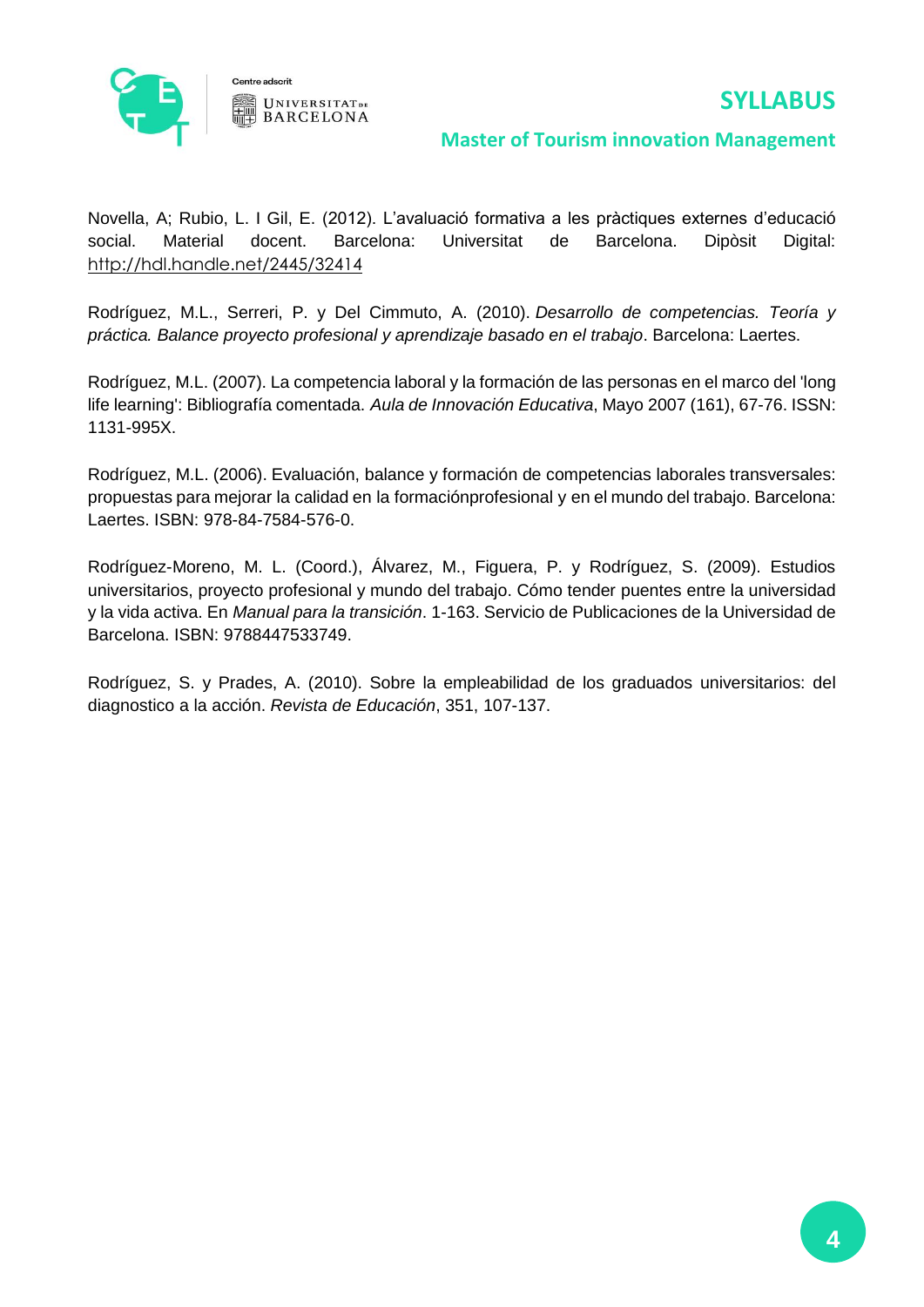Novella, A; Rubio, L. I Gil, E. (2012). L'avaluació formativa a les pràctiques externes d'educació social. Material docent. Barcelona: Universitat de Barcelona. Dipòsit Digital: http://hdl.handle.net/2445/32414

Rodríguez, M.L., Serreri, P. y Del Cimmuto, A. (2010). *Desarrollo de competencias. Teoría y práctica. Balance proyecto profesional y aprendizaje basado en el trabajo*. Barcelona: Laertes.

Rodríguez, M.L. (2007). La competencia laboral y la formación de las personas en el marco del 'long life learning': Bibliografía comentada. *Aula de Innovación Educativa*, Mayo 2007 (161), 67-76. ISSN: 1131-995X.

Rodríguez, M.L. (2006). Evaluación, balance y formación de competencias laborales transversales: propuestas para mejorar la calidad en la formaciónprofesional y en el mundo del trabajo. Barcelona: Laertes. ISBN: 978-84-7584-576-0.

Rodríguez-Moreno, M. L. (Coord.), Álvarez, M., Figuera, P. y Rodríguez, S. (2009). Estudios universitarios, proyecto profesional y mundo del trabajo. Cómo tender puentes entre la universidad y la vida activa. En *Manual para la transición*. 1-163. Servicio de Publicaciones de la Universidad de Barcelona. ISBN: 9788447533749.

Rodríguez, S. y Prades, A. (2010). Sobre la empleabilidad de los graduados universitarios: del diagnostico a la acción. *Revista de Educación*, 351, 107-137.